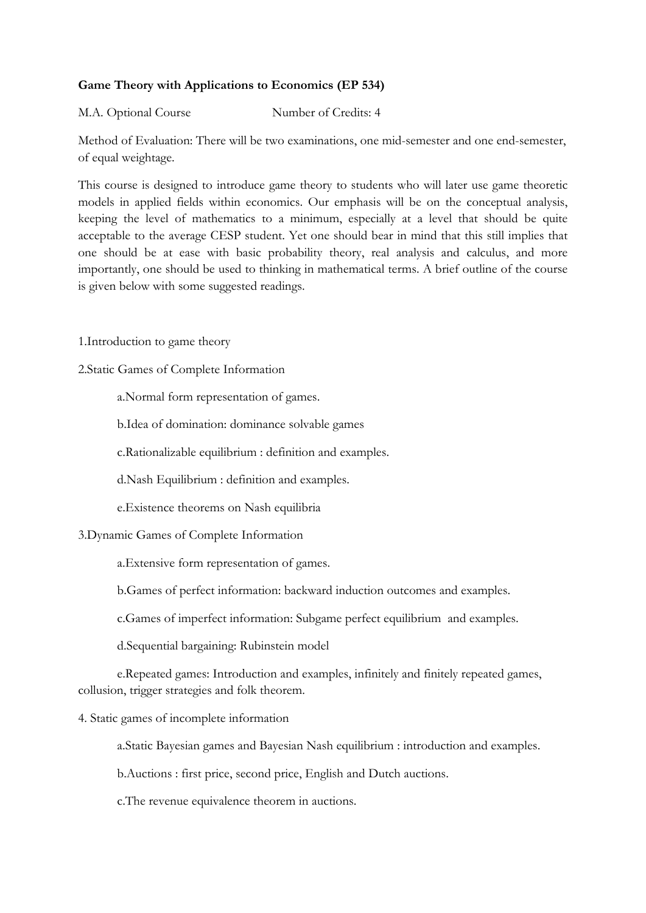**Game Theory with Applications to Economics (EP 534)**

M.A. Optional Course Number of Credits: 4

Method of Evaluation: There will be two examinations, one mid-semester and one end-semester, of equal weightage.

This course is designed to introduce game theory to students who will later use game theoretic models in applied fields within economics. Our emphasis will be on the conceptual analysis, keeping the level of mathematics to a minimum, especially at a level that should be quite acceptable to the average CESP student. Yet one should bear in mind that this still implies that one should be at ease with basic probability theory, real analysis and calculus, and more importantly, one should be used to thinking in mathematical terms. A brief outline of the course is given below with some suggested readings.

1.Introduction to game theory

2.Static Games of Complete Information

a.Normal form representation of games.

b.Idea of domination: dominance solvable games

c.Rationalizable equilibrium : definition and examples.

d.Nash Equilibrium : definition and examples.

e.Existence theorems on Nash equilibria

3.Dynamic Games of Complete Information

a.Extensive form representation of games.

b.Games of perfect information: backward induction outcomes and examples.

c.Games of imperfect information: Subgame perfect equilibrium and examples.

d.Sequential bargaining: Rubinstein model

e.Repeated games: Introduction and examples, infinitely and finitely repeated games, collusion, trigger strategies and folk theorem.

4. Static games of incomplete information

a.Static Bayesian games and Bayesian Nash equilibrium : introduction and examples.

b.Auctions : first price, second price, English and Dutch auctions.

c.The revenue equivalence theorem in auctions.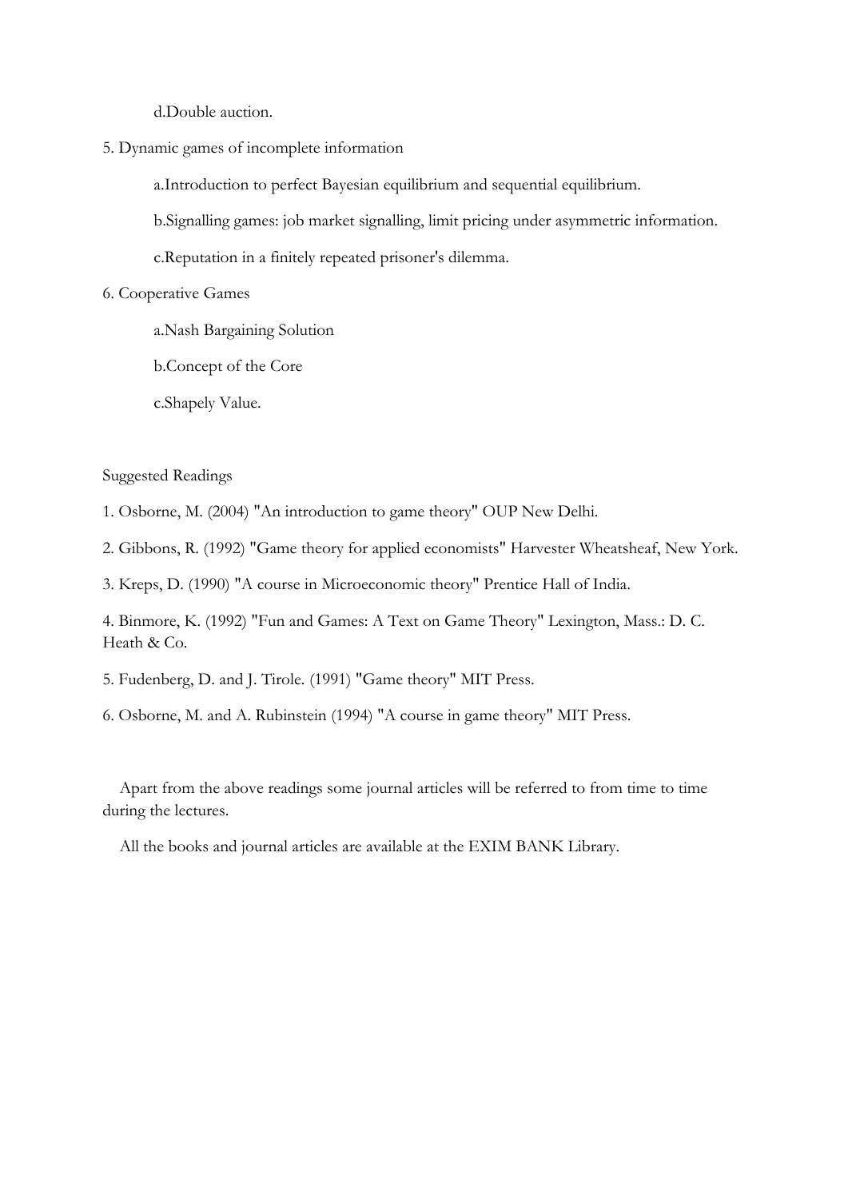d.Double auction.

5. Dynamic games of incomplete information

    a.Introduction to perfect Bayesian equilibrium and sequential equilibrium.

    b.Signalling games: job market signalling, limit pricing under asymmetric information.

    c.Reputation in a finitely repeated prisoner's dilemma.

6. Cooperative Games

    a.Nash Bargaining Solution

    b.Concept of the Core

    c.Shapely Value.

Suggested Readings

1. Osborne, M. (2004) "An introduction to game theory" OUP New Delhi.

2. Gibbons, R. (1992) "Game theory for applied economists" Harvester Wheatsheaf, New York.

3. Kreps, D. (1990) "A course in Microeconomic theory" Prentice Hall of India.

4. Binmore, K. (1992) "Fun and Games: A Text on Game Theory" Lexington, Mass.: D. C. Heath & Co.

5. Fudenberg, D. and J. Tirole. (1991) "Game theory" MIT Press.

6. Osborne, M. and A. Rubinstein (1994) "A course in game theory" MIT Press.

Apart from the above readings some journal articles will be referred to from time to time during the lectures.

All the books and journal articles are available at the EXIM BANK Library.